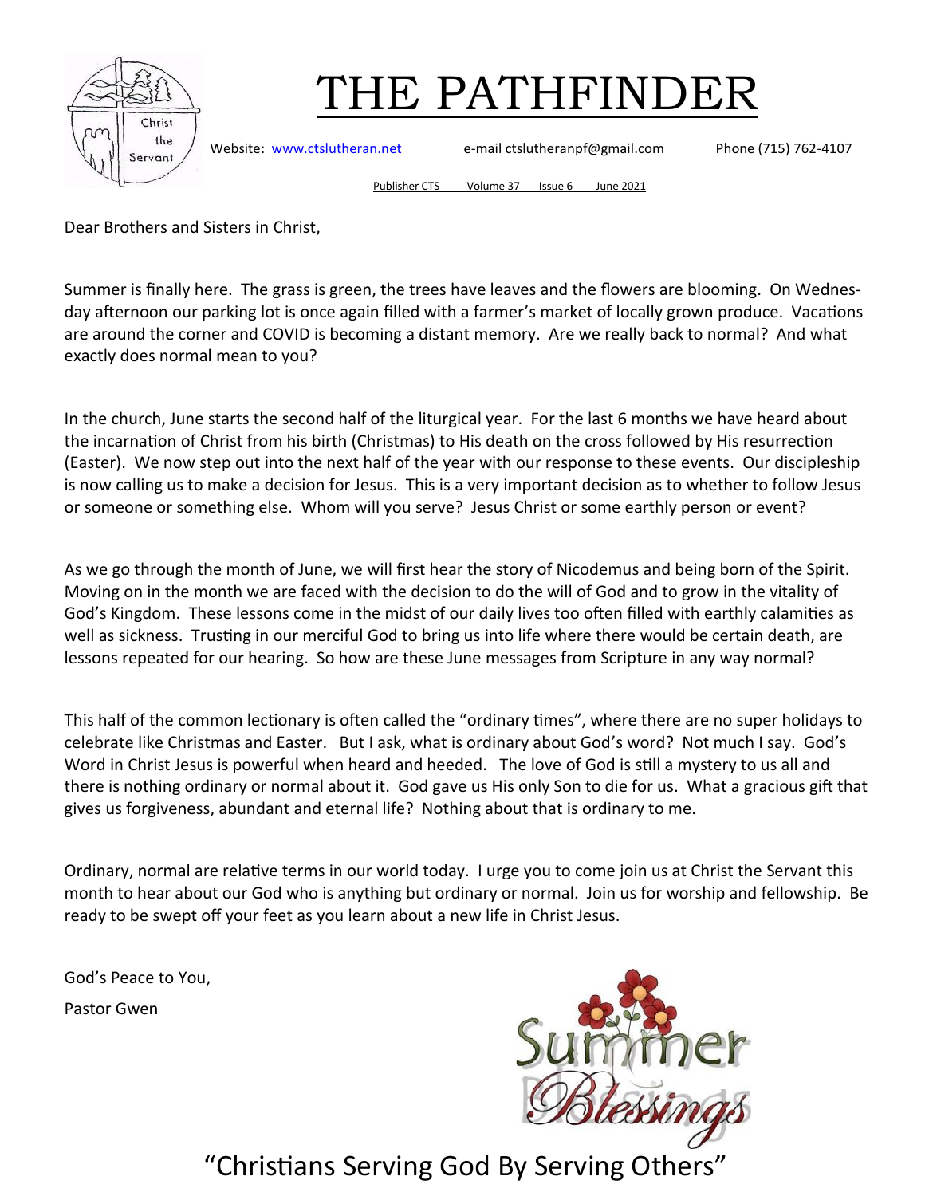# THE PATHFINDER

Website: www.ctslutheran.net e-mail ctslutheranpf@gmail.com Phone (715) 762-4107

Publisher CTS Volume 37 Issue 6 June 2021

Dear Brothers and Sisters in Christ,

Summer is finally here. The grass is green, the trees have leaves and the flowers are blooming. On Wednesday afternoon our parking lot is once again filled with a farmer's market of locally grown produce. Vacations are around the corner and COVID is becoming a distant memory. Are we really back to normal? And what exactly does normal mean to you?

In the church, June starts the second half of the liturgical year. For the last 6 months we have heard about the incarnation of Christ from his birth (Christmas) to His death on the cross followed by His resurrection (Easter). We now step out into the next half of the year with our response to these events. Our discipleship is now calling us to make a decision for Jesus. This is a very important decision as to whether to follow Jesus or someone or something else. Whom will you serve? Jesus Christ or some earthly person or event?

As we go through the month of June, we will first hear the story of Nicodemus and being born of the Spirit. Moving on in the month we are faced with the decision to do the will of God and to grow in the vitality of God's Kingdom. These lessons come in the midst of our daily lives too often filled with earthly calamities as well as sickness. Trusting in our merciful God to bring us into life where there would be certain death, are lessons repeated for our hearing. So how are these June messages from Scripture in any way normal?

This half of the common lectionary is often called the "ordinary times", where there are no super holidays to celebrate like Christmas and Easter. But I ask, what is ordinary about God's word? Not much I say. God's Word in Christ Jesus is powerful when heard and heeded. The love of God is still a mystery to us all and there is nothing ordinary or normal about it. God gave us His only Son to die for us. What a gracious gift that gives us forgiveness, abundant and eternal life? Nothing about that is ordinary to me.

Ordinary, normal are relative terms in our world today. I urge you to come join us at Christ the Servant this month to hear about our God who is anything but ordinary or normal. Join us for worship and fellowship. Be ready to be swept off your feet as you learn about a new life in Christ Jesus.

God's Peace to You,

Pastor Gwen

Summer Blessings

"Christians Serving God By Serving Others"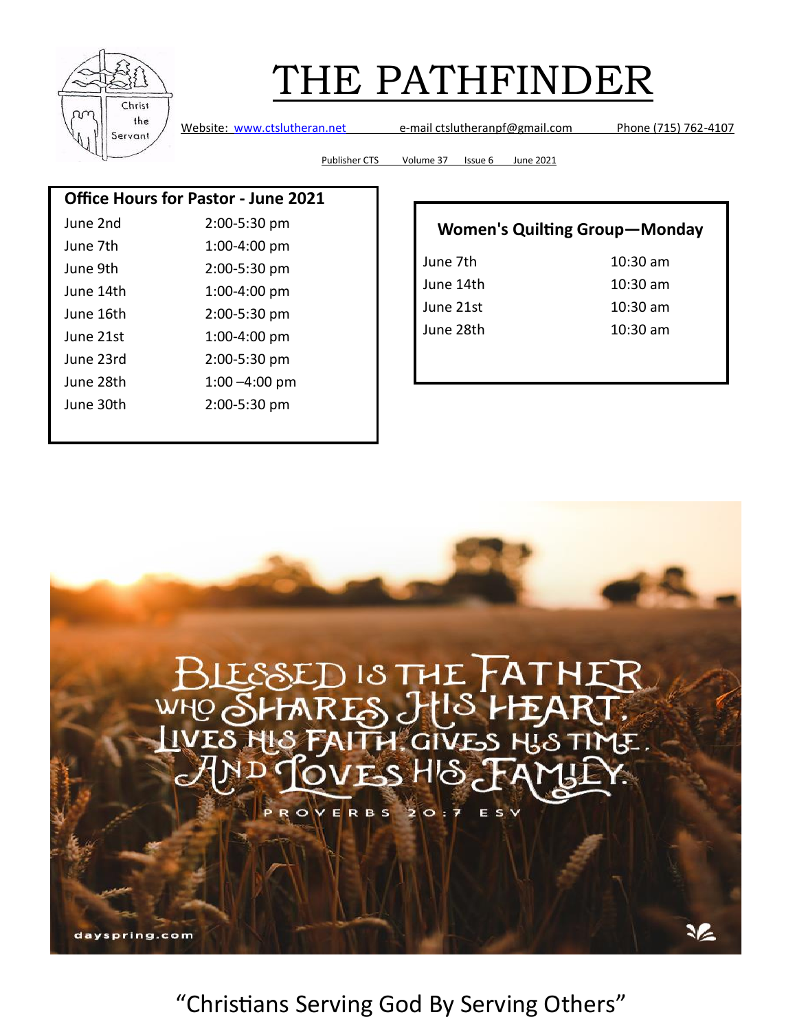# THE PATHFINDER

Website: www.ctslutheran.net e-mail ctslutheranpf@gmail.com Phone (715) 762-4107

Publisher CTS Volume 37 Issue 6 June 2021

**Office Hours for Pastor - June 2021**

| | |
|---|---|
| June 2nd | 2:00-5:30 pm |
| June 7th | 1:00-4:00 pm |
| June 9th | 2:00-5:30 pm |
| June 14th | 1:00-4:00 pm |
| June 16th | 2:00-5:30 pm |
| June 21st | 1:00-4:00 pm |
| June 23rd | 2:00-5:30 pm |
| June 28th | 1:00 –4:00 pm |
| June 30th | 2:00-5:30 pm |

**Women's Quilting Group—Monday**

| | |
|---|---|
| June 7th | 10:30 am |
| June 14th | 10:30 am |
| June 21st | 10:30 am |
| June 28th | 10:30 am |

BLESSED IS THE FATHER WHO SHARES HIS HEART, LIVES HIS FAITH, GIVES HIS TIME, AND LOVES HIS FAMILY.

PROVERBS 20:7 ESV

dayspring.com

"Christians Serving God By Serving Others"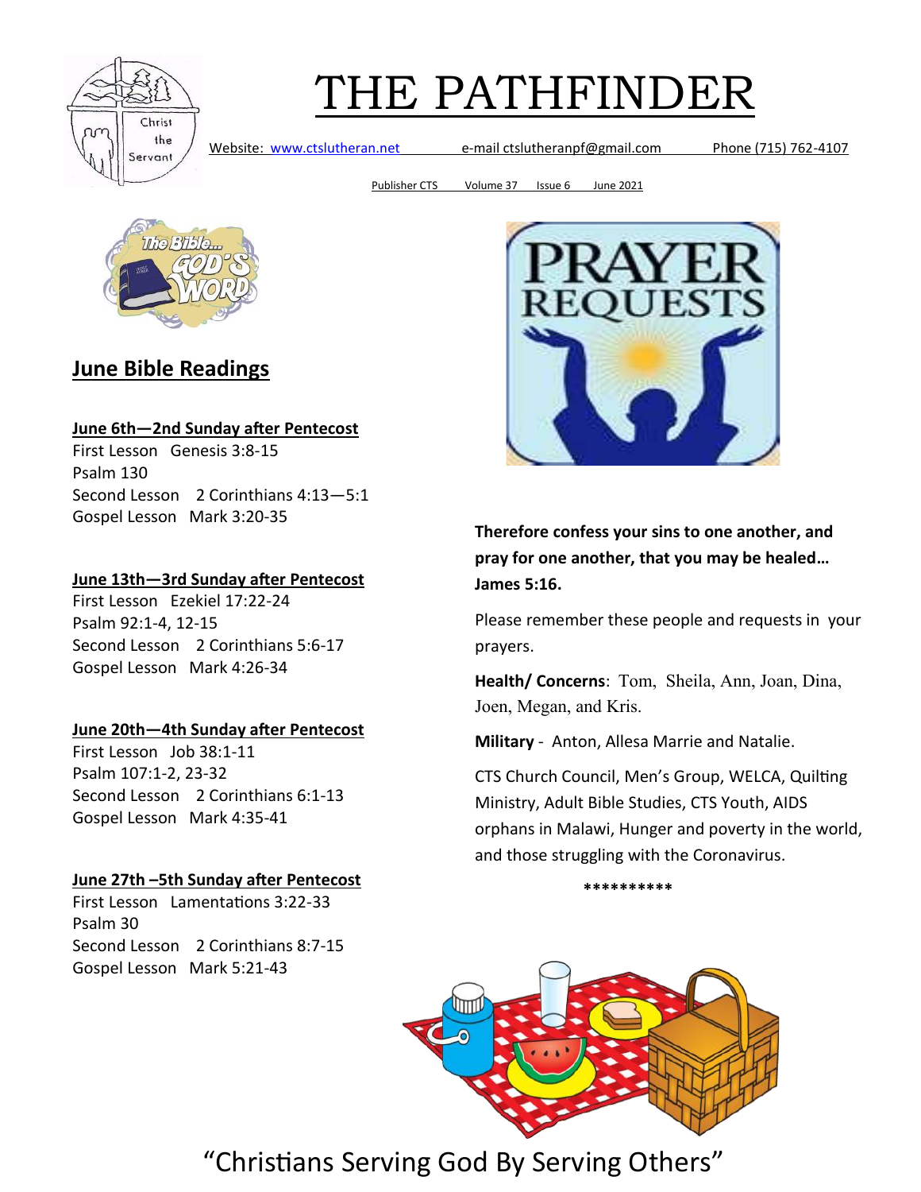# THE PATHFINDER

Website: www.ctslutheran.net e-mail ctslutheranpf@gmail.com Phone (715) 762-4107

Publisher CTS Volume 37 Issue 6 June 2021

## June Bible Readings

**June 6th—2nd Sunday after Pentecost**
First Lesson Genesis 3:8-15
Psalm 130
Second Lesson 2 Corinthians 4:13—5:1
Gospel Lesson Mark 3:20-35

**June 13th—3rd Sunday after Pentecost**
First Lesson Ezekiel 17:22-24
Psalm 92:1-4, 12-15
Second Lesson 2 Corinthians 5:6-17
Gospel Lesson Mark 4:26-34

**June 20th—4th Sunday after Pentecost**
First Lesson Job 38:1-11
Psalm 107:1-2, 23-32
Second Lesson 2 Corinthians 6:1-13
Gospel Lesson Mark 4:35-41

**June 27th –5th Sunday after Pentecost**
First Lesson Lamentations 3:22-33
Psalm 30
Second Lesson 2 Corinthians 8:7-15
Gospel Lesson Mark 5:21-43

**Therefore confess your sins to one another, and pray for one another, that you may be healed… James 5:16.**

Please remember these people and requests in your prayers.

**Health/ Concerns**: Tom, Sheila, Ann, Joan, Dina, Joen, Megan, and Kris.

**Military** - Anton, Allesa Marrie and Natalie.

CTS Church Council, Men's Group, WELCA, Quilting Ministry, Adult Bible Studies, CTS Youth, AIDS orphans in Malawi, Hunger and poverty in the world, and those struggling with the Coronavirus.

**********

"Christians Serving God By Serving Others"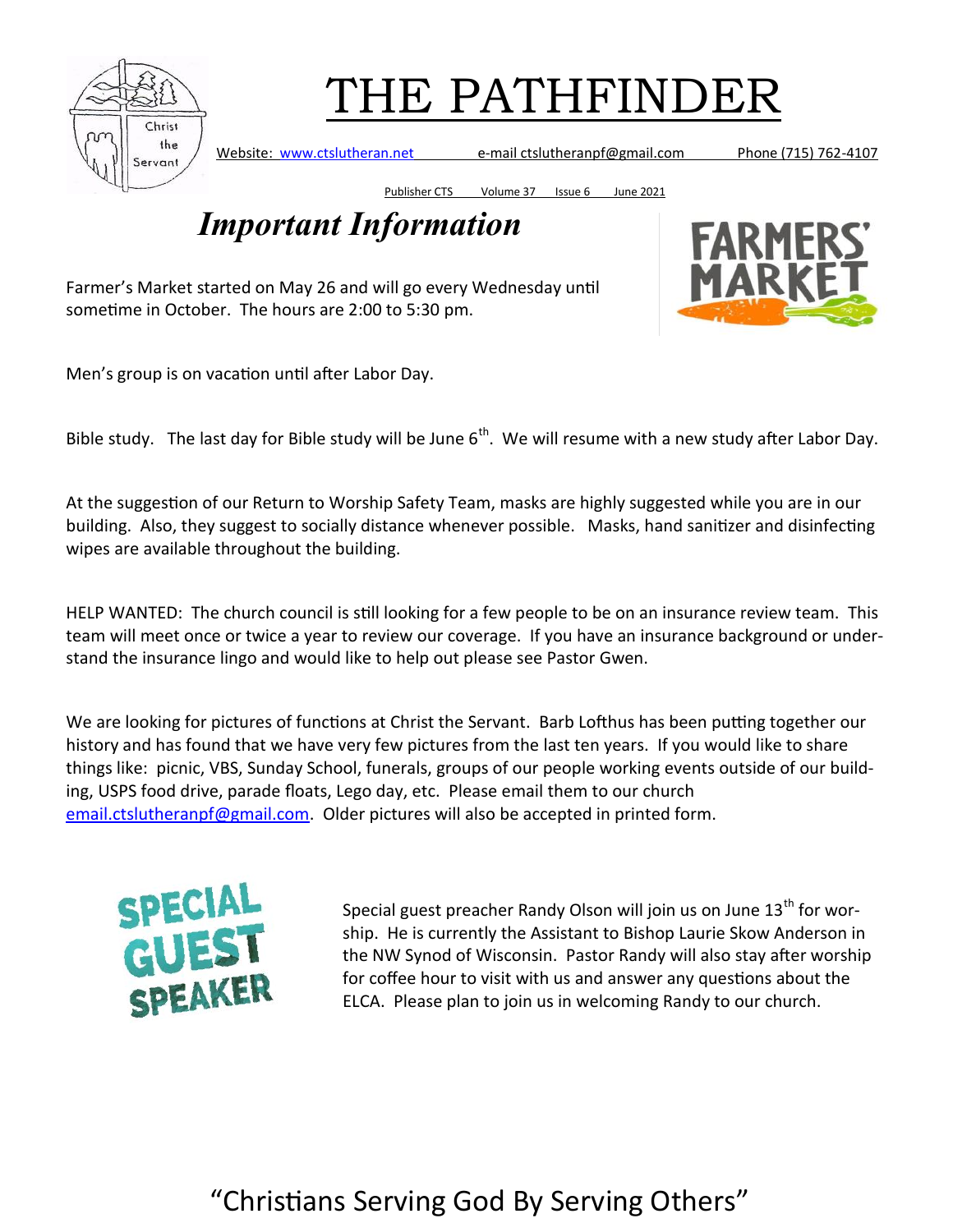# THE PATHFINDER

Website: www.ctslutheran.net e-mail ctslutheranpf@gmail.com Phone (715) 762-4107

Publisher CTS Volume 37 Issue 6 June 2021

## *Important Information*

Farmer's Market started on May 26 and will go every Wednesday until sometime in October. The hours are 2:00 to 5:30 pm.

Men's group is on vacation until after Labor Day.

Bible study. The last day for Bible study will be June 6th. We will resume with a new study after Labor Day.

At the suggestion of our Return to Worship Safety Team, masks are highly suggested while you are in our building. Also, they suggest to socially distance whenever possible. Masks, hand sanitizer and disinfecting wipes are available throughout the building.

HELP WANTED: The church council is still looking for a few people to be on an insurance review team. This team will meet once or twice a year to review our coverage. If you have an insurance background or understand the insurance lingo and would like to help out please see Pastor Gwen.

We are looking for pictures of functions at Christ the Servant. Barb Lofthus has been putting together our history and has found that we have very few pictures from the last ten years. If you would like to share things like: picnic, VBS, Sunday School, funerals, groups of our people working events outside of our building, USPS food drive, parade floats, Lego day, etc. Please email them to our church email.ctslutheranpf@gmail.com. Older pictures will also be accepted in printed form.

Special guest preacher Randy Olson will join us on June 13th for worship. He is currently the Assistant to Bishop Laurie Skow Anderson in the NW Synod of Wisconsin. Pastor Randy will also stay after worship for coffee hour to visit with us and answer any questions about the ELCA. Please plan to join us in welcoming Randy to our church.

"Christians Serving God By Serving Others"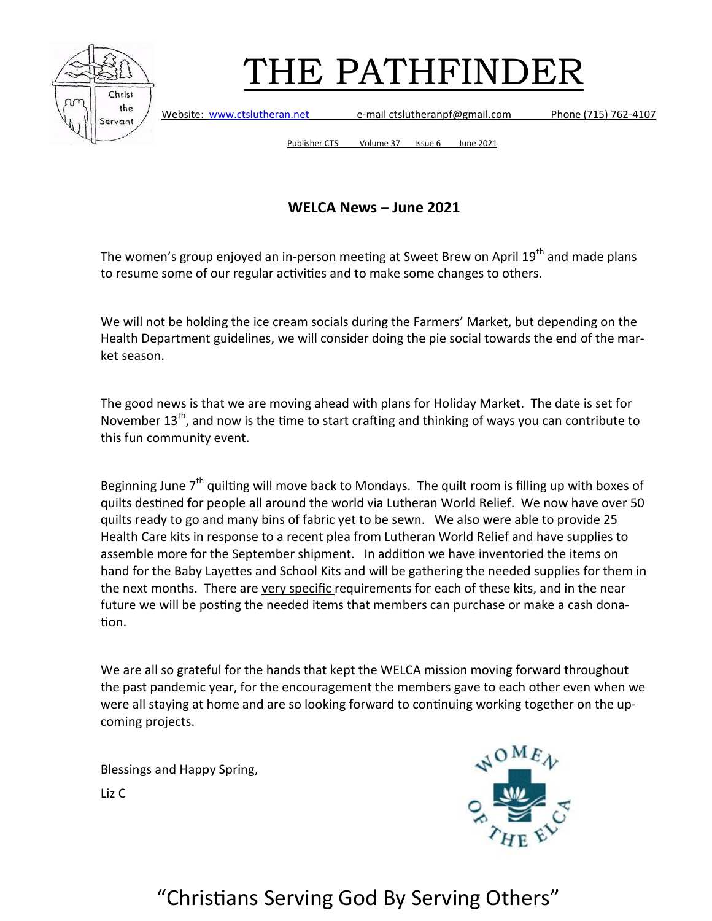# THE PATHFINDER

Website: www.ctslutheran.net e-mail ctslutheranpf@gmail.com Phone (715) 762-4107

Publisher CTS Volume 37 Issue 6 June 2021

## WELCA News – June 2021

The women's group enjoyed an in-person meeting at Sweet Brew on April 19th and made plans to resume some of our regular activities and to make some changes to others.

We will not be holding the ice cream socials during the Farmers' Market, but depending on the Health Department guidelines, we will consider doing the pie social towards the end of the market season.

The good news is that we are moving ahead with plans for Holiday Market. The date is set for November 13th, and now is the time to start crafting and thinking of ways you can contribute to this fun community event.

Beginning June 7th quilting will move back to Mondays. The quilt room is filling up with boxes of quilts destined for people all around the world via Lutheran World Relief. We now have over 50 quilts ready to go and many bins of fabric yet to be sewn. We also were able to provide 25 Health Care kits in response to a recent plea from Lutheran World Relief and have supplies to assemble more for the September shipment. In addition we have inventoried the items on hand for the Baby Layettes and School Kits and will be gathering the needed supplies for them in the next months. There are very specific requirements for each of these kits, and in the near future we will be posting the needed items that members can purchase or make a cash donation.

We are all so grateful for the hands that kept the WELCA mission moving forward throughout the past pandemic year, for the encouragement the members gave to each other even when we were all staying at home and are so looking forward to continuing working together on the upcoming projects.

Blessings and Happy Spring,

Liz C

"Christians Serving God By Serving Others"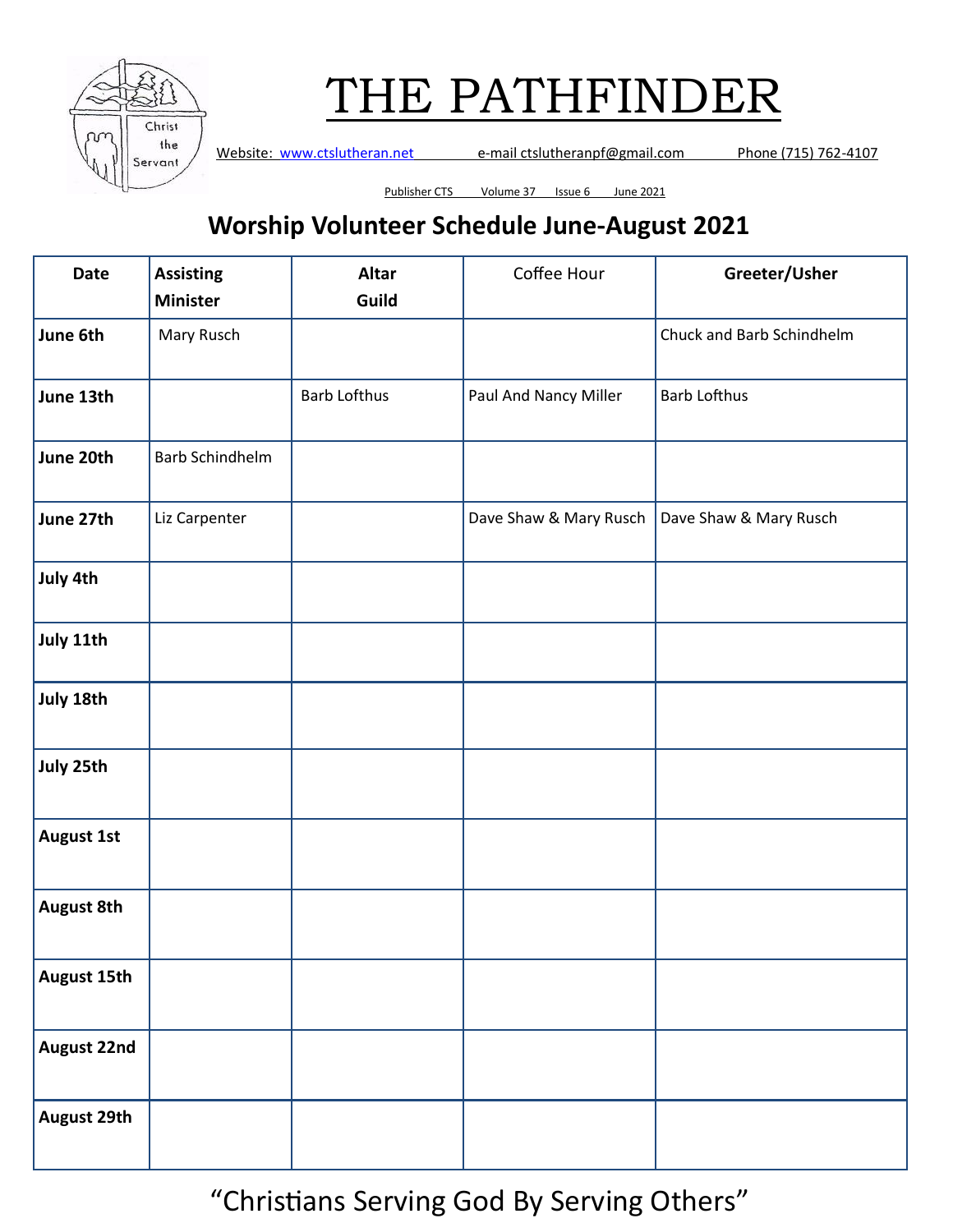# THE PATHFINDER

Website: www.ctslutheran.net e-mail ctslutheranpf@gmail.com Phone (715) 762-4107

Publisher CTS Volume 37 Issue 6 June 2021

## Worship Volunteer Schedule June-August 2021

| Date | Assisting Minister | Altar Guild | Coffee Hour | Greeter/Usher |
|---|---|---|---|---|
| June 6th | Mary Rusch | | | Chuck and Barb Schindhelm |
| June 13th | | Barb Lofthus | Paul And Nancy Miller | Barb Lofthus |
| June 20th | Barb Schindhelm | | | |
| June 27th | Liz Carpenter | | Dave Shaw & Mary Rusch | Dave Shaw & Mary Rusch |
| July 4th | | | | |
| July 11th | | | | |
| July 18th | | | | |
| July 25th | | | | |
| August 1st | | | | |
| August 8th | | | | |
| August 15th | | | | |
| August 22nd | | | | |
| August 29th | | | | |

“Christians Serving God By Serving Others”